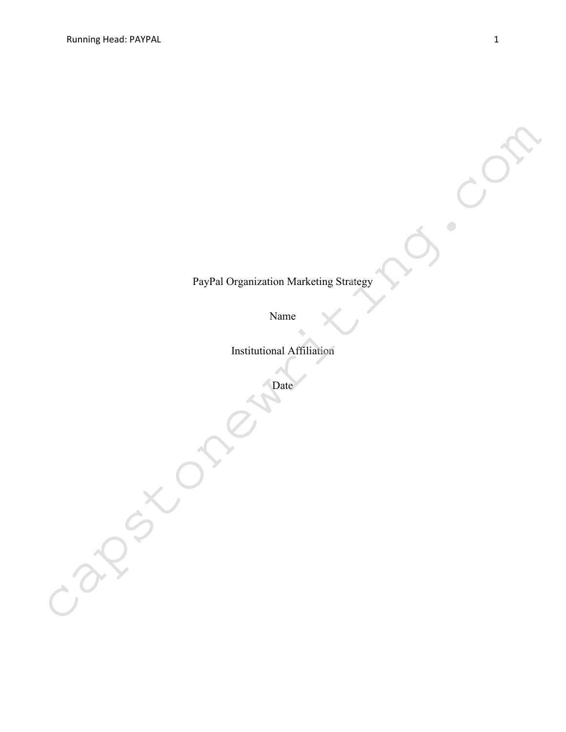PayPal Organization Marketing Strategy

Name

Institutional Affiliation

Date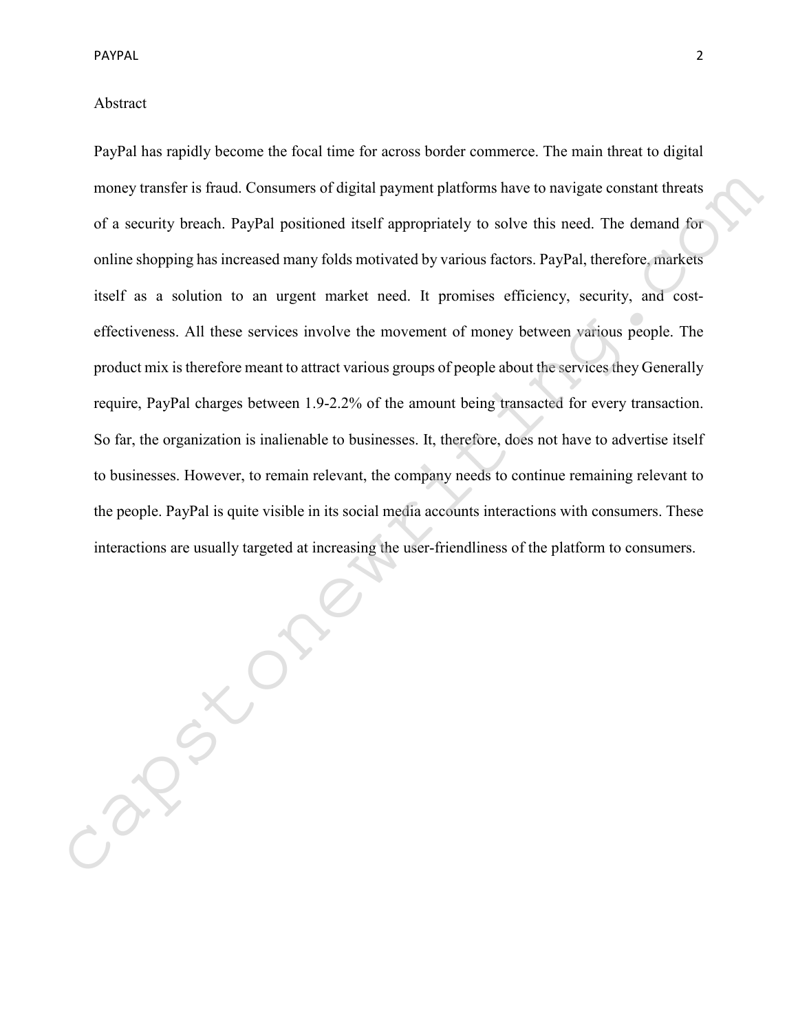# Abstract

PayPal has rapidly become the focal time for across border commerce. The main threat to digital money transfer is fraud. Consumers of digital payment platforms have to navigate constant threats of a security breach. PayPal positioned itself appropriately to solve this need. The demand for online shopping has increased many folds motivated by various factors. PayPal, therefore, markets itself as a solution to an urgent market need. It promises efficiency, security, and cost-effectiveness. All these services involve the movement of money between various people. The product mix is therefore meant to attract various groups of people about the services they Generally require, PayPal charges between 1.9-2.2% of the amount being transacted for every transaction. So far, the organization is inalienable to businesses. It, therefore, does not have to advertise itself to businesses. However, to remain relevant, the company needs to continue remaining relevant to the people. PayPal is quite visible in its social media accounts interactions with consumers. These interactions are usually targeted at increasing the user-friendliness of the platform to consumers.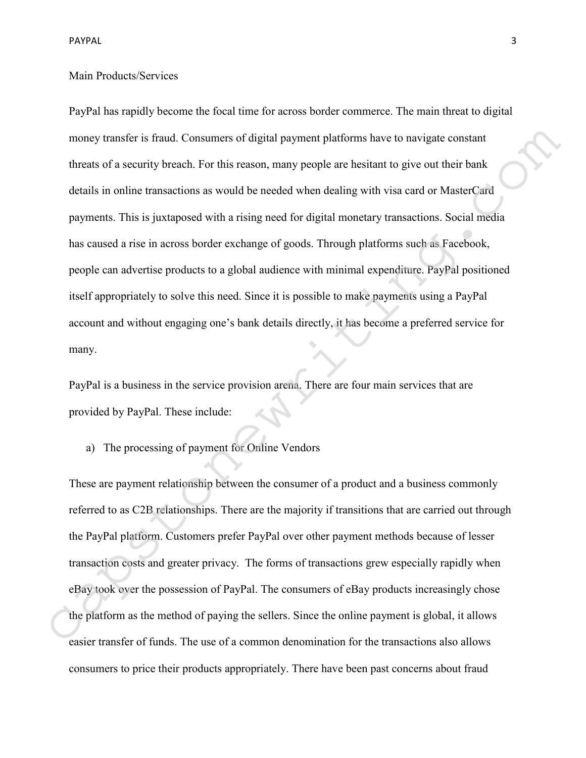Main Products/Services

PayPal has rapidly become the focal time for across border commerce. The main threat to digital money transfer is fraud. Consumers of digital payment platforms have to navigate constant threats of a security breach. For this reason, many people are hesitant to give out their bank details in online transactions as would be needed when dealing with visa card or MasterCard payments. This is juxtaposed with a rising need for digital monetary transactions. Social media has caused a rise in across border exchange of goods. Through platforms such as Facebook, people can advertise products to a global audience with minimal expenditure. PayPal positioned itself appropriately to solve this need. Since it is possible to make payments using a PayPal account and without engaging one's bank details directly, it has become a preferred service for many.

PayPal is a business in the service provision arena. There are four main services that are provided by PayPal. These include:

a) The processing of payment for Online Vendors

These are payment relationship between the consumer of a product and a business commonly referred to as C2B relationships. There are the majority if transitions that are carried out through the PayPal platform. Customers prefer PayPal over other payment methods because of lesser transaction costs and greater privacy. The forms of transactions grew especially rapidly when eBay took over the possession of PayPal. The consumers of eBay products increasingly chose the platform as the method of paying the sellers. Since the online payment is global, it allows easier transfer of funds. The use of a common denomination for the transactions also allows consumers to price their products appropriately. There have been past concerns about fraud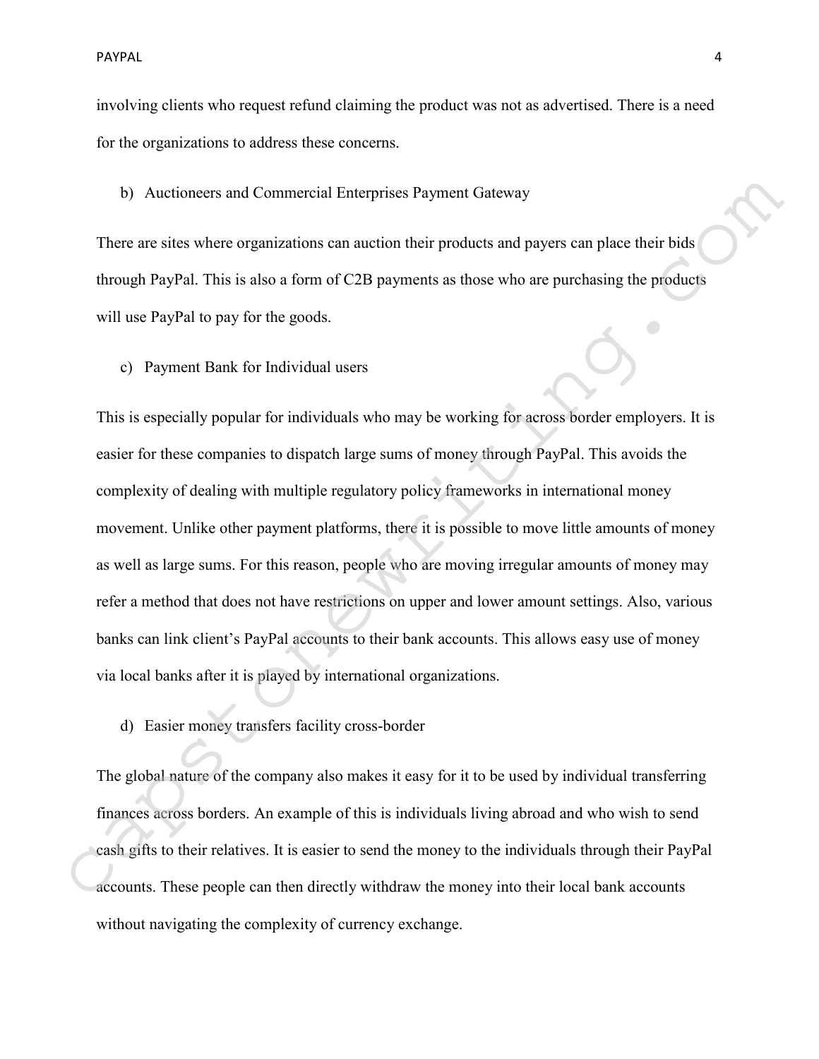involving clients who request refund claiming the product was not as advertised. There is a need for the organizations to address these concerns.

b) Auctioneers and Commercial Enterprises Payment Gateway

There are sites where organizations can auction their products and payers can place their bids through PayPal. This is also a form of C2B payments as those who are purchasing the products will use PayPal to pay for the goods.

c) Payment Bank for Individual users

This is especially popular for individuals who may be working for across border employers. It is easier for these companies to dispatch large sums of money through PayPal. This avoids the complexity of dealing with multiple regulatory policy frameworks in international money movement. Unlike other payment platforms, there it is possible to move little amounts of money as well as large sums. For this reason, people who are moving irregular amounts of money may refer a method that does not have restrictions on upper and lower amount settings. Also, various banks can link client's PayPal accounts to their bank accounts. This allows easy use of money via local banks after it is played by international organizations.

d) Easier money transfers facility cross-border

The global nature of the company also makes it easy for it to be used by individual transferring finances across borders. An example of this is individuals living abroad and who wish to send cash gifts to their relatives. It is easier to send the money to the individuals through their PayPal accounts. These people can then directly withdraw the money into their local bank accounts without navigating the complexity of currency exchange.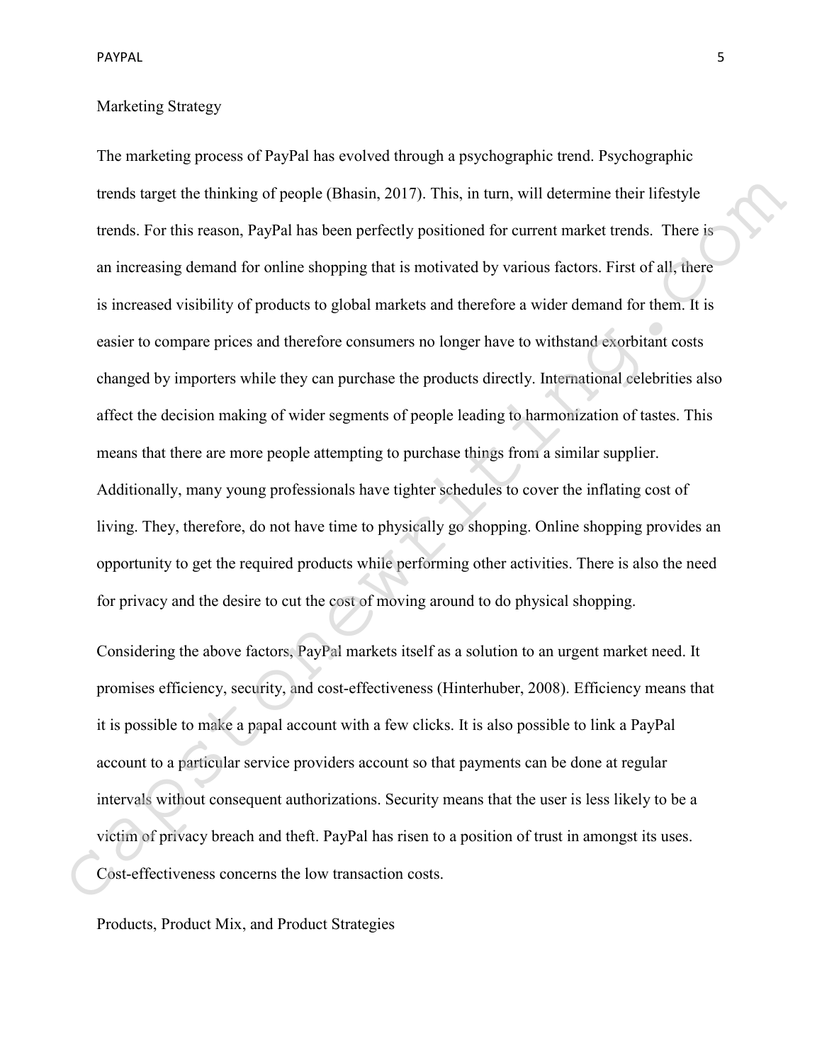## Marketing Strategy

The marketing process of PayPal has evolved through a psychographic trend. Psychographic trends target the thinking of people (Bhasin, 2017). This, in turn, will determine their lifestyle trends. For this reason, PayPal has been perfectly positioned for current market trends. There is an increasing demand for online shopping that is motivated by various factors. First of all, there is increased visibility of products to global markets and therefore a wider demand for them. It is easier to compare prices and therefore consumers no longer have to withstand exorbitant costs changed by importers while they can purchase the products directly. International celebrities also affect the decision making of wider segments of people leading to harmonization of tastes. This means that there are more people attempting to purchase things from a similar supplier. Additionally, many young professionals have tighter schedules to cover the inflating cost of living. They, therefore, do not have time to physically go shopping. Online shopping provides an opportunity to get the required products while performing other activities. There is also the need for privacy and the desire to cut the cost of moving around to do physical shopping.

Considering the above factors, PayPal markets itself as a solution to an urgent market need. It promises efficiency, security, and cost-effectiveness (Hinterhuber, 2008). Efficiency means that it is possible to make a papal account with a few clicks. It is also possible to link a PayPal account to a particular service providers account so that payments can be done at regular intervals without consequent authorizations. Security means that the user is less likely to be a victim of privacy breach and theft. PayPal has risen to a position of trust in amongst its uses. Cost-effectiveness concerns the low transaction costs.

## Products, Product Mix, and Product Strategies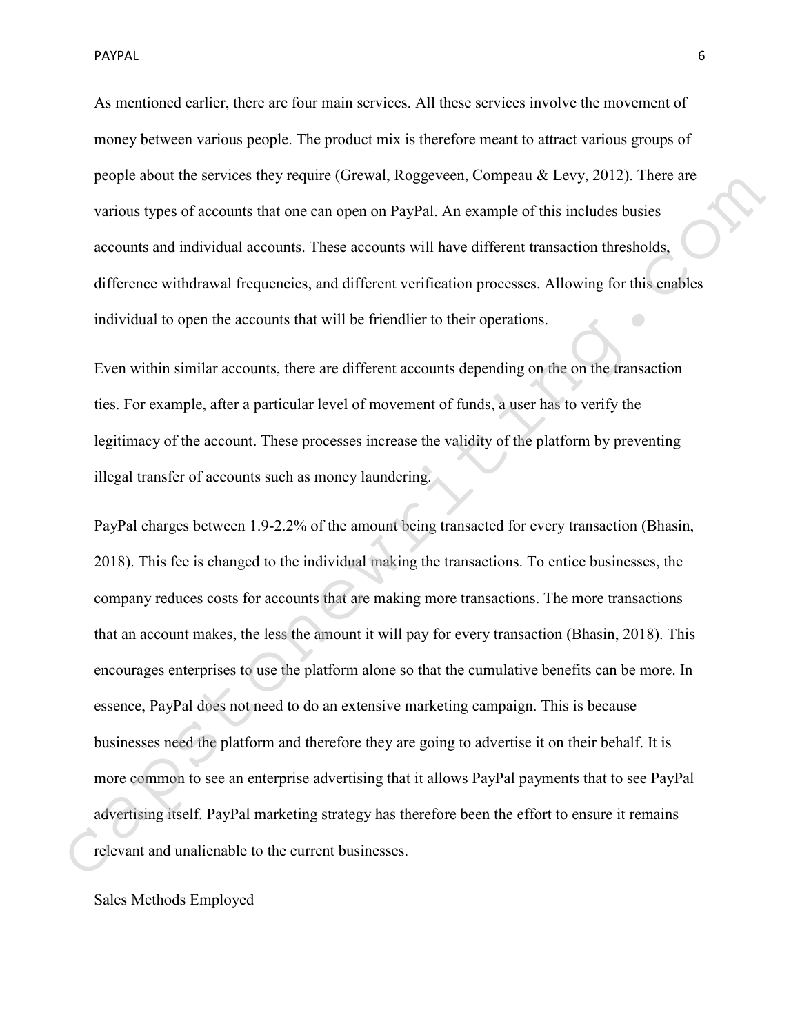As mentioned earlier, there are four main services. All these services involve the movement of money between various people. The product mix is therefore meant to attract various groups of people about the services they require (Grewal, Roggeveen, Compeau & Levy, 2012). There are various types of accounts that one can open on PayPal. An example of this includes busies accounts and individual accounts. These accounts will have different transaction thresholds, difference withdrawal frequencies, and different verification processes. Allowing for this enables individual to open the accounts that will be friendlier to their operations.

Even within similar accounts, there are different accounts depending on the on the transaction ties. For example, after a particular level of movement of funds, a user has to verify the legitimacy of the account. These processes increase the validity of the platform by preventing illegal transfer of accounts such as money laundering.

PayPal charges between 1.9-2.2% of the amount being transacted for every transaction (Bhasin, 2018). This fee is changed to the individual making the transactions. To entice businesses, the company reduces costs for accounts that are making more transactions. The more transactions that an account makes, the less the amount it will pay for every transaction (Bhasin, 2018). This encourages enterprises to use the platform alone so that the cumulative benefits can be more. In essence, PayPal does not need to do an extensive marketing campaign. This is because businesses need the platform and therefore they are going to advertise it on their behalf. It is more common to see an enterprise advertising that it allows PayPal payments that to see PayPal advertising itself. PayPal marketing strategy has therefore been the effort to ensure it remains relevant and unalienable to the current businesses.

Sales Methods Employed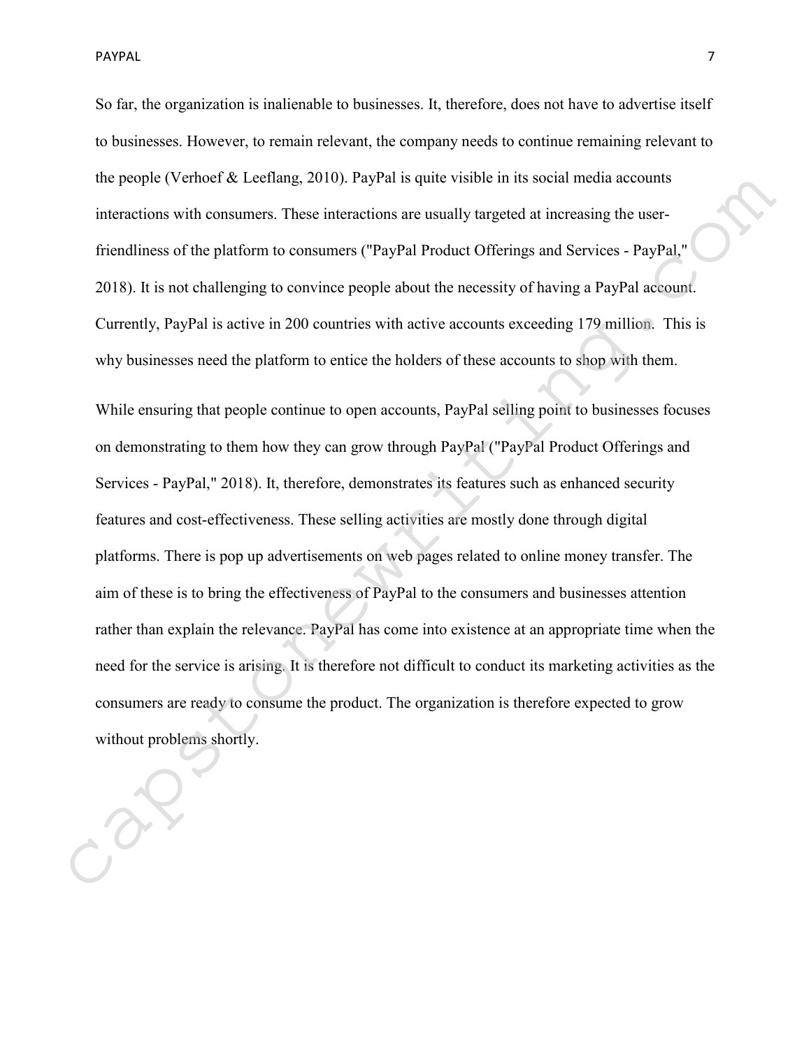So far, the organization is inalienable to businesses. It, therefore, does not have to advertise itself to businesses. However, to remain relevant, the company needs to continue remaining relevant to the people (Verhoef & Leeflang, 2010). PayPal is quite visible in its social media accounts interactions with consumers. These interactions are usually targeted at increasing the user-friendliness of the platform to consumers ("PayPal Product Offerings and Services - PayPal," 2018). It is not challenging to convince people about the necessity of having a PayPal account. Currently, PayPal is active in 200 countries with active accounts exceeding 179 million. This is why businesses need the platform to entice the holders of these accounts to shop with them.

While ensuring that people continue to open accounts, PayPal selling point to businesses focuses on demonstrating to them how they can grow through PayPal ("PayPal Product Offerings and Services - PayPal," 2018). It, therefore, demonstrates its features such as enhanced security features and cost-effectiveness. These selling activities are mostly done through digital platforms. There is pop up advertisements on web pages related to online money transfer. The aim of these is to bring the effectiveness of PayPal to the consumers and businesses attention rather than explain the relevance. PayPal has come into existence at an appropriate time when the need for the service is arising. It is therefore not difficult to conduct its marketing activities as the consumers are ready to consume the product. The organization is therefore expected to grow without problems shortly.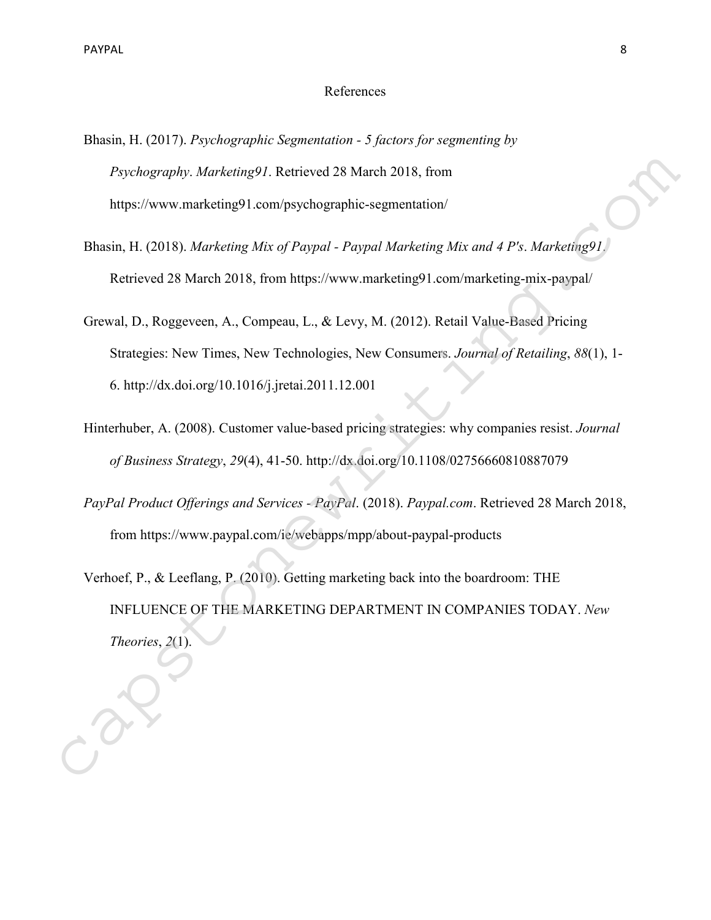# References

Bhasin, H. (2017). *Psychographic Segmentation - 5 factors for segmenting by Psychography*. *Marketing91*. Retrieved 28 March 2018, from https://www.marketing91.com/psychographic-segmentation/

Bhasin, H. (2018). *Marketing Mix of Paypal - Paypal Marketing Mix and 4 P's*. *Marketing91*. Retrieved 28 March 2018, from https://www.marketing91.com/marketing-mix-paypal/

Grewal, D., Roggeveen, A., Compeau, L., & Levy, M. (2012). Retail Value-Based Pricing Strategies: New Times, New Technologies, New Consumers. *Journal of Retailing*, *88*(1), 1-6. http://dx.doi.org/10.1016/j.jretai.2011.12.001

Hinterhuber, A. (2008). Customer value-based pricing strategies: why companies resist. *Journal of Business Strategy*, *29*(4), 41-50. http://dx.doi.org/10.1108/02756660810887079

*PayPal Product Offerings and Services - PayPal*. (2018). *Paypal.com*. Retrieved 28 March 2018, from https://www.paypal.com/ie/webapps/mpp/about-paypal-products

Verhoef, P., & Leeflang, P. (2010). Getting marketing back into the boardroom: THE INFLUENCE OF THE MARKETING DEPARTMENT IN COMPANIES TODAY. *New Theories*, *2*(1).